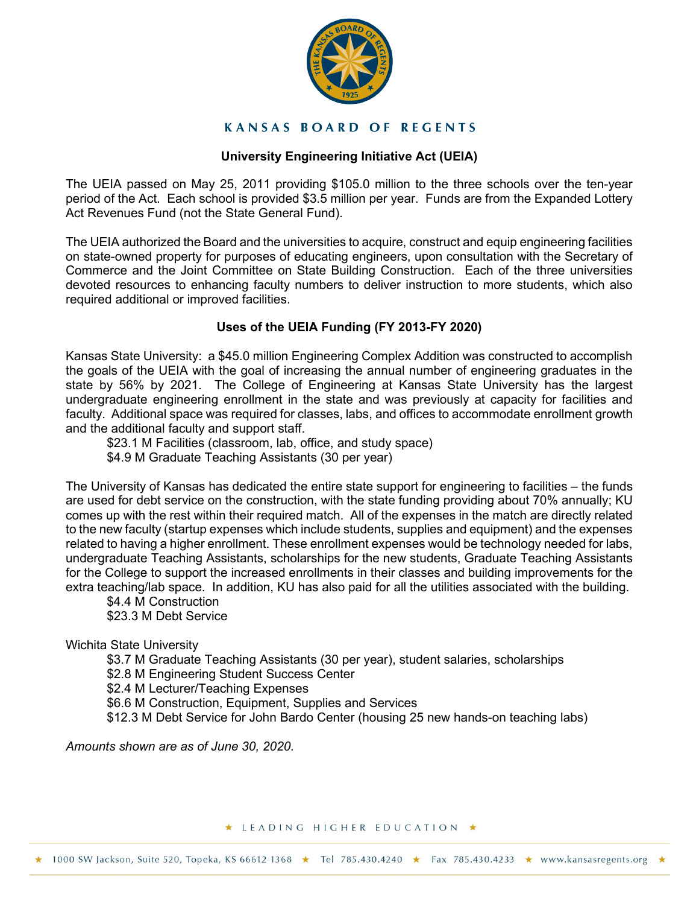# KANSAS BOARD OF REGENTS

## University Engineering Initiative Act (UEIA)

The UEIA passed on May 25, 2011 providing $105.0 million to the three schools over the ten-year period of the Act. Each school is provided $3.5 million per year. Funds are from the Expanded Lottery Act Revenues Fund (not the State General Fund).

The UEIA authorized the Board and the universities to acquire, construct and equip engineering facilities on state-owned property for purposes of educating engineers, upon consultation with the Secretary of Commerce and the Joint Committee on State Building Construction. Each of the three universities devoted resources to enhancing faculty numbers to deliver instruction to more students, which also required additional or improved facilities.

### Uses of the UEIA Funding (FY 2013-FY 2020)

Kansas State University: a $45.0 million Engineering Complex Addition was constructed to accomplish the goals of the UEIA with the goal of increasing the annual number of engineering graduates in the state by 56% by 2021. The College of Engineering at Kansas State University has the largest undergraduate engineering enrollment in the state and was previously at capacity for facilities and faculty. Additional space was required for classes, labs, and offices to accommodate enrollment growth and the additional faculty and support staff.

- $23.1 M Facilities (classroom, lab, office, and study space)
- $4.9 M Graduate Teaching Assistants (30 per year)

The University of Kansas has dedicated the entire state support for engineering to facilities – the funds are used for debt service on the construction, with the state funding providing about 70% annually; KU comes up with the rest within their required match. All of the expenses in the match are directly related to the new faculty (startup expenses which include students, supplies and equipment) and the expenses related to having a higher enrollment. These enrollment expenses would be technology needed for labs, undergraduate Teaching Assistants, scholarships for the new students, Graduate Teaching Assistants for the College to support the increased enrollments in their classes and building improvements for the extra teaching/lab space. In addition, KU has also paid for all the utilities associated with the building.

- $4.4 M Construction
- $23.3 M Debt Service

Wichita State University

- $3.7 M Graduate Teaching Assistants (30 per year), student salaries, scholarships
- $2.8 M Engineering Student Success Center
- $2.4 M Lecturer/Teaching Expenses
- $6.6 M Construction, Equipment, Supplies and Services
- $12.3 M Debt Service for John Bardo Center (housing 25 new hands-on teaching labs)

*Amounts shown are as of June 30, 2020.*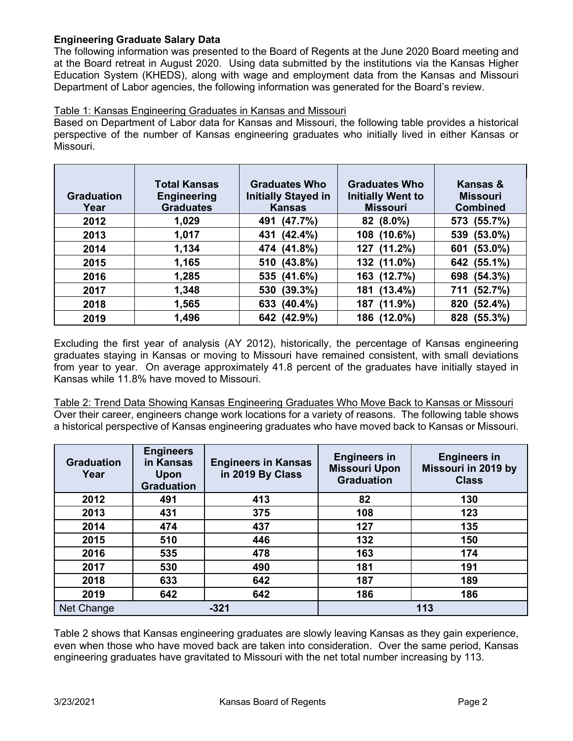**Engineering Graduate Salary Data**

The following information was presented to the Board of Regents at the June 2020 Board meeting and at the Board retreat in August 2020. Using data submitted by the institutions via the Kansas Higher Education System (KHEDS), along with wage and employment data from the Kansas and Missouri Department of Labor agencies, the following information was generated for the Board's review.

Table 1: Kansas Engineering Graduates in Kansas and Missouri

Based on Department of Labor data for Kansas and Missouri, the following table provides a historical perspective of the number of Kansas engineering graduates who initially lived in either Kansas or Missouri.

| Graduation Year | Total Kansas Engineering Graduates | Graduates Who Initially Stayed in Kansas | Graduates Who Initially Went to Missouri | Kansas & Missouri Combined |
|---|---|---|---|---|
| 2012 | 1,029 | 491 (47.7%) | 82 (8.0%) | 573 (55.7%) |
| 2013 | 1,017 | 431 (42.4%) | 108 (10.6%) | 539 (53.0%) |
| 2014 | 1,134 | 474 (41.8%) | 127 (11.2%) | 601 (53.0%) |
| 2015 | 1,165 | 510 (43.8%) | 132 (11.0%) | 642 (55.1%) |
| 2016 | 1,285 | 535 (41.6%) | 163 (12.7%) | 698 (54.3%) |
| 2017 | 1,348 | 530 (39.3%) | 181 (13.4%) | 711 (52.7%) |
| 2018 | 1,565 | 633 (40.4%) | 187 (11.9%) | 820 (52.4%) |
| 2019 | 1,496 | 642 (42.9%) | 186 (12.0%) | 828 (55.3%) |

Excluding the first year of analysis (AY 2012), historically, the percentage of Kansas engineering graduates staying in Kansas or moving to Missouri have remained consistent, with small deviations from year to year. On average approximately 41.8 percent of the graduates have initially stayed in Kansas while 11.8% have moved to Missouri.

Table 2: Trend Data Showing Kansas Engineering Graduates Who Move Back to Kansas or Missouri

Over their career, engineers change work locations for a variety of reasons. The following table shows a historical perspective of Kansas engineering graduates who have moved back to Kansas or Missouri.

| Graduation Year | Engineers in Kansas Upon Graduation | Engineers in Kansas in 2019 By Class | Engineers in Missouri Upon Graduation | Engineers in Missouri in 2019 by Class |
|---|---|---|---|---|
| 2012 | 491 | 413 | 82 | 130 |
| 2013 | 431 | 375 | 108 | 123 |
| 2014 | 474 | 437 | 127 | 135 |
| 2015 | 510 | 446 | 132 | 150 |
| 2016 | 535 | 478 | 163 | 174 |
| 2017 | 530 | 490 | 181 | 191 |
| 2018 | 633 | 642 | 187 | 189 |
| 2019 | 642 | 642 | 186 | 186 |
| Net Change | -321 | | 113 | |

Table 2 shows that Kansas engineering graduates are slowly leaving Kansas as they gain experience, even when those who have moved back are taken into consideration. Over the same period, Kansas engineering graduates have gravitated to Missouri with the net total number increasing by 113.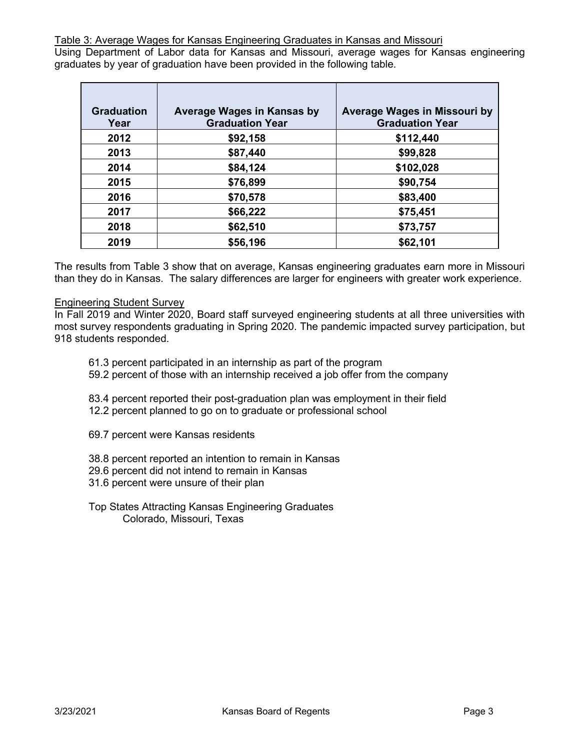Table 3: Average Wages for Kansas Engineering Graduates in Kansas and Missouri

Using Department of Labor data for Kansas and Missouri, average wages for Kansas engineering graduates by year of graduation have been provided in the following table.

| Graduation Year | Average Wages in Kansas by Graduation Year | Average Wages in Missouri by Graduation Year |
|---|---|---|
| **2012** | **$92,158** | **$112,440** |
| **2013** | **$87,440** | **$99,828** |
| **2014** | **$84,124** | **$102,028** |
| **2015** | **$76,899** | **$90,754** |
| **2016** | **$70,578** | **$83,400** |
| **2017** | **$66,222** | **$75,451** |
| **2018** | **$62,510** | **$73,757** |
| **2019** | **$56,196** | **$62,101** |

The results from Table 3 show that on average, Kansas engineering graduates earn more in Missouri than they do in Kansas. The salary differences are larger for engineers with greater work experience.

Engineering Student Survey

In Fall 2019 and Winter 2020, Board staff surveyed engineering students at all three universities with most survey respondents graduating in Spring 2020. The pandemic impacted survey participation, but 918 students responded.

61.3 percent participated in an internship as part of the program
59.2 percent of those with an internship received a job offer from the company

83.4 percent reported their post-graduation plan was employment in their field
12.2 percent planned to go on to graduate or professional school

69.7 percent were Kansas residents

38.8 percent reported an intention to remain in Kansas
29.6 percent did not intend to remain in Kansas
31.6 percent were unsure of their plan

Top States Attracting Kansas Engineering Graduates
Colorado, Missouri, Texas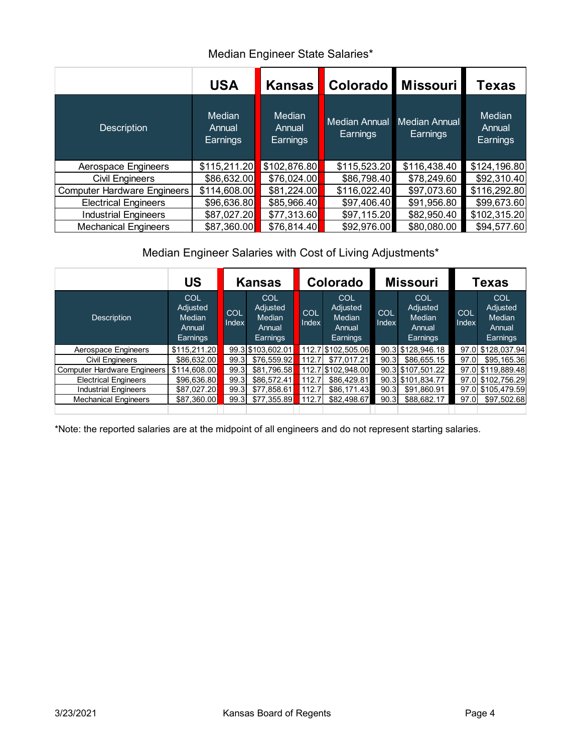Median Engineer State Salaries*

| | USA | Kansas | Colorado | Missouri | Texas |
|---|---|---|---|---|---|
| Description | Median Annual Earnings | Median Annual Earnings | Median Annual Earnings | Median Annual Earnings | Median Annual Earnings |
| Aerospace Engineers | $115,211.20 | $102,876.80 | $115,523.20 | $116,438.40 | $124,196.80 |
| Civil Engineers | $86,632.00 | $76,024.00 | $86,798.40 | $78,249.60 | $92,310.40 |
| Computer Hardware Engineers | $114,608.00 | $81,224.00 | $116,022.40 | $97,073.60 | $116,292.80 |
| Electrical Engineers | $96,636.80 | $85,966.40 | $97,406.40 | $91,956.80 | $99,673.60 |
| Industrial Engineers | $87,027.20 | $77,313.60 | $97,115.20 | $82,950.40 | $102,315.20 |
| Mechanical Engineers | $87,360.00 | $76,814.40 | $92,976.00 | $80,080.00 | $94,577.60 |

Median Engineer Salaries with Cost of Living Adjustments*

| | US | Kansas | | Colorado | | Missouri | | Texas | |
|---|---|---|---|---|---|---|---|---|---|
| Description | COL Adjusted Median Annual Earnings | COL Index | COL Adjusted Median Annual Earnings | COL Index | COL Adjusted Median Annual Earnings | COL Index | COL Adjusted Median Annual Earnings | COL Index | COL Adjusted Median Annual Earnings |
| Aerospace Engineers | $115,211.20 | 99.3 | $103,602.01 | 112.7 | $102,505.06 | 90.3 | $128,946.18 | 97.0 | $128,037.94 |
| Civil Engineers | $86,632.00 | 99.3 | $76,559.92 | 112.7 | $77,017.21 | 90.3 | $86,655.15 | 97.0 | $95,165.36 |
| Computer Hardware Engineers | $114,608.00 | 99.3 | $81,796.58 | 112.7 | $102,948.00 | 90.3 | $107,501.22 | 97.0 | $119,889.48 |
| Electrical Engineers | $96,636.80 | 99.3 | $86,572.41 | 112.7 | $86,429.81 | 90.3 | $101,834.77 | 97.0 | $102,756.29 |
| Industrial Engineers | $87,027.20 | 99.3 | $77,858.61 | 112.7 | $86,171.43 | 90.3 | $91,860.91 | 97.0 | $105,479.59 |
| Mechanical Engineers | $87,360.00 | 99.3 | $77,355.89 | 112.7 | $82,498.67 | 90.3 | $88,682.17 | 97.0 | $97,502.68 |

*Note: the reported salaries are at the midpoint of all engineers and do not represent starting salaries.